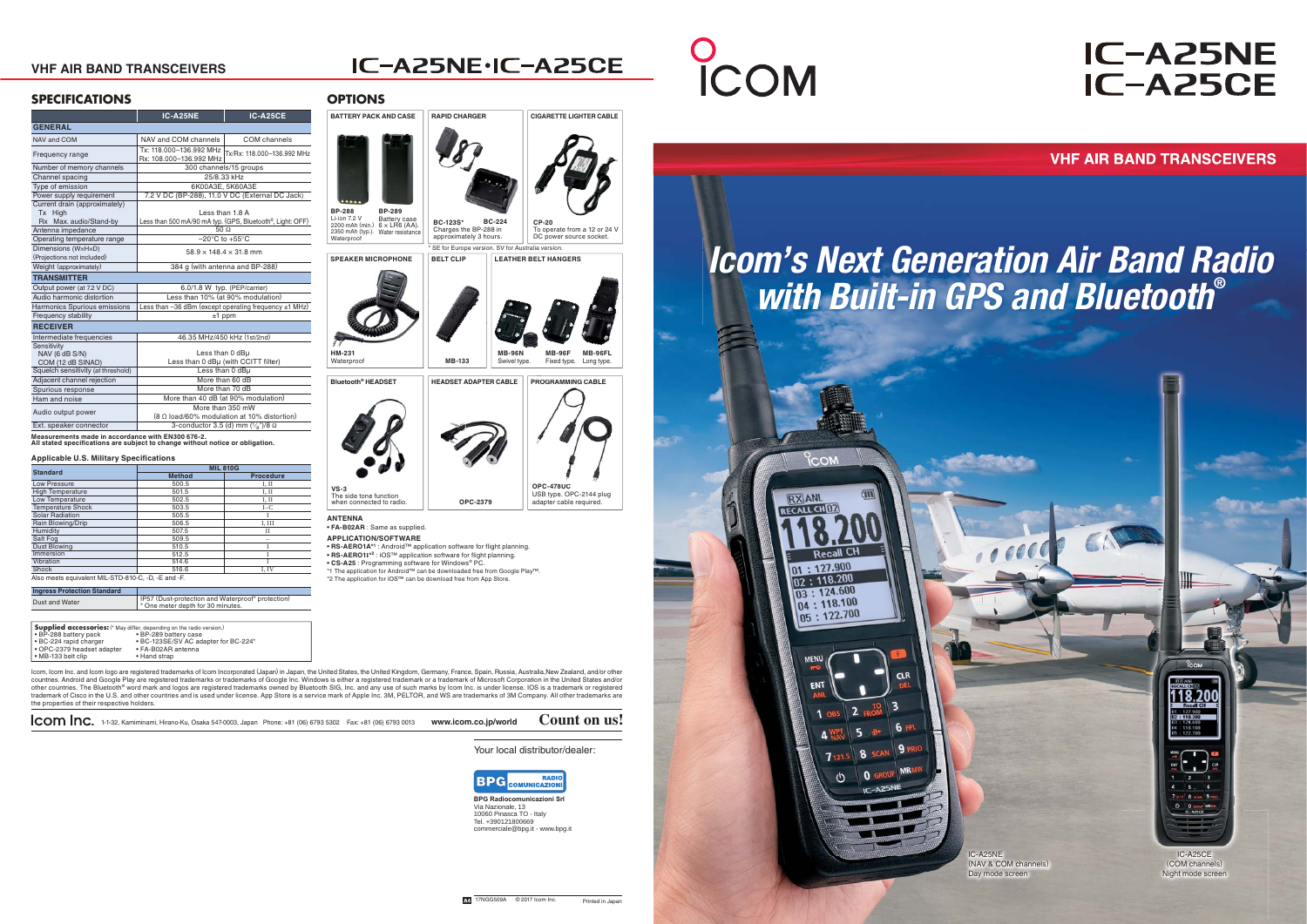# IC-A25NE IC-A25CE

## VHF AIR BAND TRANSCEIVERS

# Icom's Next Generation Air Band Radio with Built-in GPS and Bluetooth®

IC-A25NE (NAV & COM channels) Day mode screen

IC-A25CE (COM channels) Night mode screen

## SPECIFICATIONS

| | IC-A25NE | IC-A25CE |
|---|---|---|
| **GENERAL** | | |
| NAV and COM | NAV and COM channels | COM channels |
| Frequency range | Tx: 118.000–136.992 MHz Rx: 108.000–136.992 MHz | Tx/Rx: 118.000–136.992 MHz |
| Number of memory channels | 300 channels/15 groups | |
| Channel spacing | 25/8.33 kHz | |
| Type of emission | 6K00A3E, 5K60A3E | |
| Power supply requirement | 7.2 V DC (BP-288), 11.0 V DC (External DC Jack) | |
| Current drain (approximately) Tx High | Less than 1.8 A | |
| Rx Max. audio/Stand-by | Less than 500 mA/90 mA typ. (GPS, Bluetooth®, Light: OFF) | |
| Antenna impedance | 50 Ω | |
| Operating temperature range | −20°C to +55°C | |
| Dimensions (W×H×D) (Projections not included) | 58.9 × 148.4 × 31.8 mm | |
| Weight (approximately) | 384 g (with antenna and BP-288) | |
| **TRANSMITTER** | | |
| Output power (at 7.2 V DC) | 6.0/1.8 W typ. (PEP/carrier) | |
| Audio harmonic distortion | Less than 10% (at 90% modulation) | |
| Harmonics Spurious emissions | Less than −36 dBm (except operating frequency ±1 MHz) | |
| Frequency stability | ±1 ppm | |
| **RECEIVER** | | |
| Intermediate frequencies | 46.35 MHz/450 kHz (1st/2nd) | |
| Sensitivity NAV (6 dB S/N) | Less than 0 dBμ | |
| COM (12 dB SINAD) | Less than 0 dBμ (with CCITT filter) | |
| Squelch sensitivity (at threshold) | Less than 0 dBμ | |
| Adjacent channel rejection | More than 60 dB | |
| Spurious response | More than 70 dB | |
| Hum and noise | More than 40 dB (at 90% modulation) | |
| Audio output power | More than 350 mW (8 Ω load/60% modulation at 10% distortion) | |
| Ext. speaker connector | 3-conductor 3.5 (d) mm (1/8")/8 Ω | |

**Measurements made in accordance with EN300 676-2.**
**All stated specifications are subject to change without notice or obligation.**

### Applicable U.S. Military Specifications

| Standard | MIL 810G | |
|---|---|---|
| | Method | Procedure |
| Low Pressure | 500.5 | I, II |
| High Temperature | 501.5 | I, II |
| Low Temperature | 502.5 | I, II |
| Temperature Shock | 503.5 | I–C |
| Solar Radiation | 505.5 | I |
| Rain Blowing/Drip | 506.5 | I, III |
| Humidity | 507.5 | II |
| Salt Fog | 509.5 | – |
| Dust Blowing | 510.5 | I |
| Immersion | 512.5 | I |
| Vibration | 514.6 | I |
| Shock | 516.6 | I, IV |

Also meets equivalent MIL-STD-810-C, -D, -E and -F.

| Ingress Protection Standard | |
|---|---|
| Dust and Water | IP57 (Dust-protection and Waterproof* protection) * One meter depth for 30 minutes. |

**Supplied accessories:** (* May differ, depending on the radio version.)
- BP-288 battery pack
- BC-224 rapid charger
- OPC-2379 headset adapter
- MB-133 belt clip
- BP-289 battery case
- BC-123SE/SV AC adapter for BC-224*
- FA-B02AR antenna
- Hand strap

## OPTIONS

**BATTERY PACK AND CASE**
- BP-288: Li-ion 7.2 V 2200 mAh (min.) 2350 mAh (typ.) Waterproof
- BP-289: Battery case 6 × LR6 (AA). Water resistance

**RAPID CHARGER**
- BC-123S* / BC-224: Charges the BP-288 in approximately 3 hours.

\* SE for Europe version. SV for Australia version.

**CIGARETTE LIGHTER CABLE**
- CP-20: To operate from a 12 or 24 V DC power source socket.

**SPEAKER MICROPHONE**
- HM-231: Waterproof

**BELT CLIP**
- MB-133

**LEATHER BELT HANGERS**
- MB-96N: Swivel type.
- MB-96F: Fixed type.
- MB-96FL: Long type.

**Bluetooth® HEADSET**
- VS-3: The side tone function when connected to radio.

**HEADSET ADAPTER CABLE**
- OPC-2379

**PROGRAMMING CABLE**
- OPC-478UC: USB type. OPC-2144 plug adapter cable required.

**ANTENNA**
- **FA-B02AR**: Same as supplied.

**APPLICATION/SOFTWARE**
- **RS-AERO1A**\*1 : Android™ application software for flight planning.
- **RS-AERO1I**\*2 : iOS™ application software for flight planning.
- **CS-A25** : Programming software for Windows® PC.

\*1 The application for Android™ can be downloaded free from Google Play™.
\*2 The application for iOS™ can be download free from App Store.

Icom, Icom Inc. and Icom logo are registered trademarks of Icom Incorporated (Japan) in Japan, the United States, the United Kingdom, Germany, France, Spain, Russia, Australia, New Zealand, and/or other countries. Android and Google Play are registered trademarks or trademarks of Google Inc. Windows is either a registered trademark or a trademark of Microsoft Corporation in the United States and/or other countries. The Bluetooth® word mark and logos are registered trademarks owned by Bluetooth SIG, Inc. and any use of such marks by Icom Inc. is under license. IOS is a trademark or registered trademark of Cisco in the U.S. and other countries and is used under license. App Store is a service mark of Apple Inc. 3M, PELTOR, and WS are trademarks of 3M Company. All other trademarks are the properties of their respective holders.

Icom Inc. 1-1-32, Kamiminami, Hirano-Ku, Osaka 547-0003, Japan Phone: +81 (06) 6793 5302 Fax: +81 (06) 6793 0013 www.icom.co.jp/world **Count on us!**

Your local distributor/dealer:

BPG Radiocomunicazioni Srl
Via Nazionale, 13
10060 Pinasca TO - Italy
Tel. +390121800669
commerciale@bpg.it - www.bpg.it

17NGG509A © 2017 Icom Inc. Printed in Japan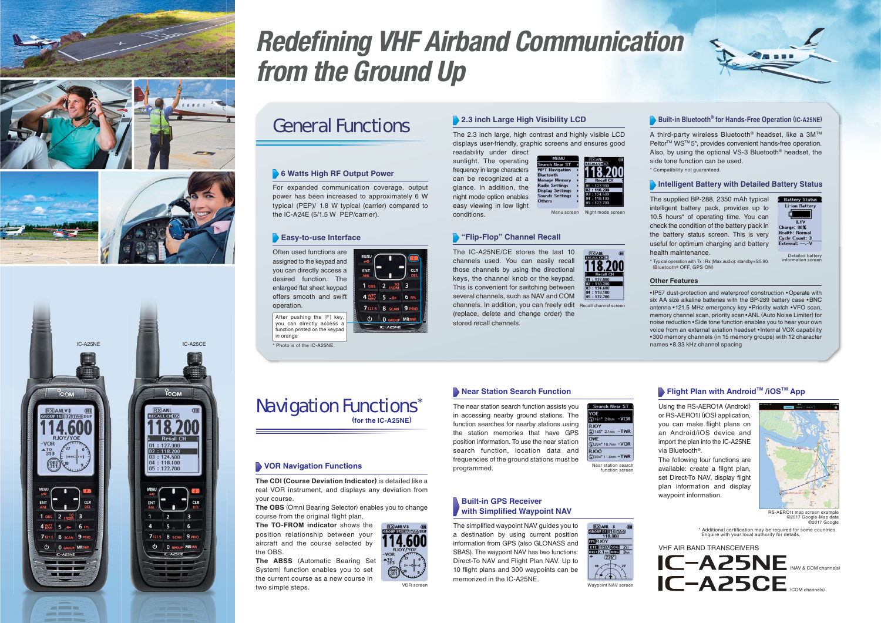# Redefining VHF Airband Communication from the Ground Up

## General Functions

### 6 Watts High RF Output Power

For expanded communication coverage, output power has been increased to approximately 6 W typical (PEP)/ 1.8 W typical (carrier) compared to the IC-A24E (5/1.5 W PEP/carrier).

### Easy-to-use Interface

Often used functions are assigned to the keypad and you can directly access a desired function. The enlarged flat sheet keypad offers smooth and swift operation.

After pushing the [F] key, you can directly access a function printed on the keypad in orange

\* Photo is of the IC-A25NE.

### 2.3 inch Large High Visibility LCD

The 2.3 inch large, high contrast and highly visible LCD displays user-friendly, graphic screens and ensures good readability under direct sunlight. The operating frequency in large characters can be recognized at a glance. In addition, the night mode option enables easy viewing in low light conditions.

Menu screen    Night mode screen

### "Flip-Flop" Channel Recall

The IC-A25NE/CE stores the last 10 channels used. You can easily recall those channels by using the directional keys, the channel knob or the keypad. This is convenient for switching between several channels, such as NAV and COM channels. In addition, you can freely edit (replace, delete and change order) the stored recall channels.

Recall channel screen

### Built-in Bluetooth® for Hands-Free Operation (IC-A25NE)

A third-party wireless Bluetooth® headset, like a 3M™ Peltor™ WS™ 5\*, provides convenient hands-free operation. Also, by using the optional VS-3 Bluetooth® headset, the side tone function can be used.

\* Compatibility not guaranteed.

### Intelligent Battery with Detailed Battery Status

The supplied BP-288, 2350 mAh typical intelligent battery pack, provides up to 10.5 hours\* of operating time. You can check the condition of the battery pack in the battery status screen. This is very useful for optimum charging and battery health maintenance.

\* Typical operation with Tx : Rx (Max.audio): standby=5:5:90. (Bluetooth® OFF, GPS ON)

Detailed battery information screen

### Other Features

• IP57 dust-protection and waterproof construction • Operate with six AA size alkaline batteries with the BP-289 battery case • BNC antenna • 121.5 MHz emergency key • Priority watch • VFO scan, memory channel scan, priority scan • ANL (Auto Noise Limiter) for noise reduction • Side tone function enables you to hear your own voice from an external aviation headset • Internal VOX capability • 300 memory channels (in 15 memory groups) with 12 character names • 8.33 kHz channel spacing

IC-A25NE    IC-A25CE

## Navigation Functions\*

(for the IC-A25NE)

### VOR Navigation Functions

**The CDI (Course Deviation Indicator)** is detailed like a real VOR instrument, and displays any deviation from your course.

**The OBS** (Omni Bearing Selector) enables you to change course from the original flight plan.

**The TO-FROM indicator** shows the position relationship between your aircraft and the course selected by the OBS.

**The ABSS** (Automatic Bearing Set System) function enables you to set the current course as a new course in two simple steps.

VOR screen

### Near Station Search Function

The near station search function assists you in accessing nearby ground stations. The function searches for nearby stations using the station memories that have GPS position information. To use the near station search function, location data and frequencies of the ground stations must be programmed.

Near station search function screen

### Built-in GPS Receiver with Simplified Waypoint NAV

The simplified waypoint NAV guides you to a destination by using current position information from GPS (also GLONASS and SBAS). The waypoint NAV has two functions: Direct-To NAV and Flight Plan NAV. Up to 10 flight plans and 300 waypoints can be memorized in the IC-A25NE.

Waypoint NAV screen

### Flight Plan with Android™ /iOS™ App

Using the RS-AERO1A (Android) or RS-AERO1I (iOS) application, you can make flight plans on an Android/iOS device and import the plan into the IC-A25NE via Bluetooth®.

The following four functions are available: create a flight plan, set Direct-To NAV, display flight plan information and display waypoint information.

RS-AERO1I map screen example ©2017 Google-Map data ©2017 Google

\* Additional certification may be required for some countries. Enquire with your local authority for details.

VHF AIR BAND TRANSCEIVERS

**IC-A25NE** (NAV & COM channels)

**IC-A25CE** (COM channels)